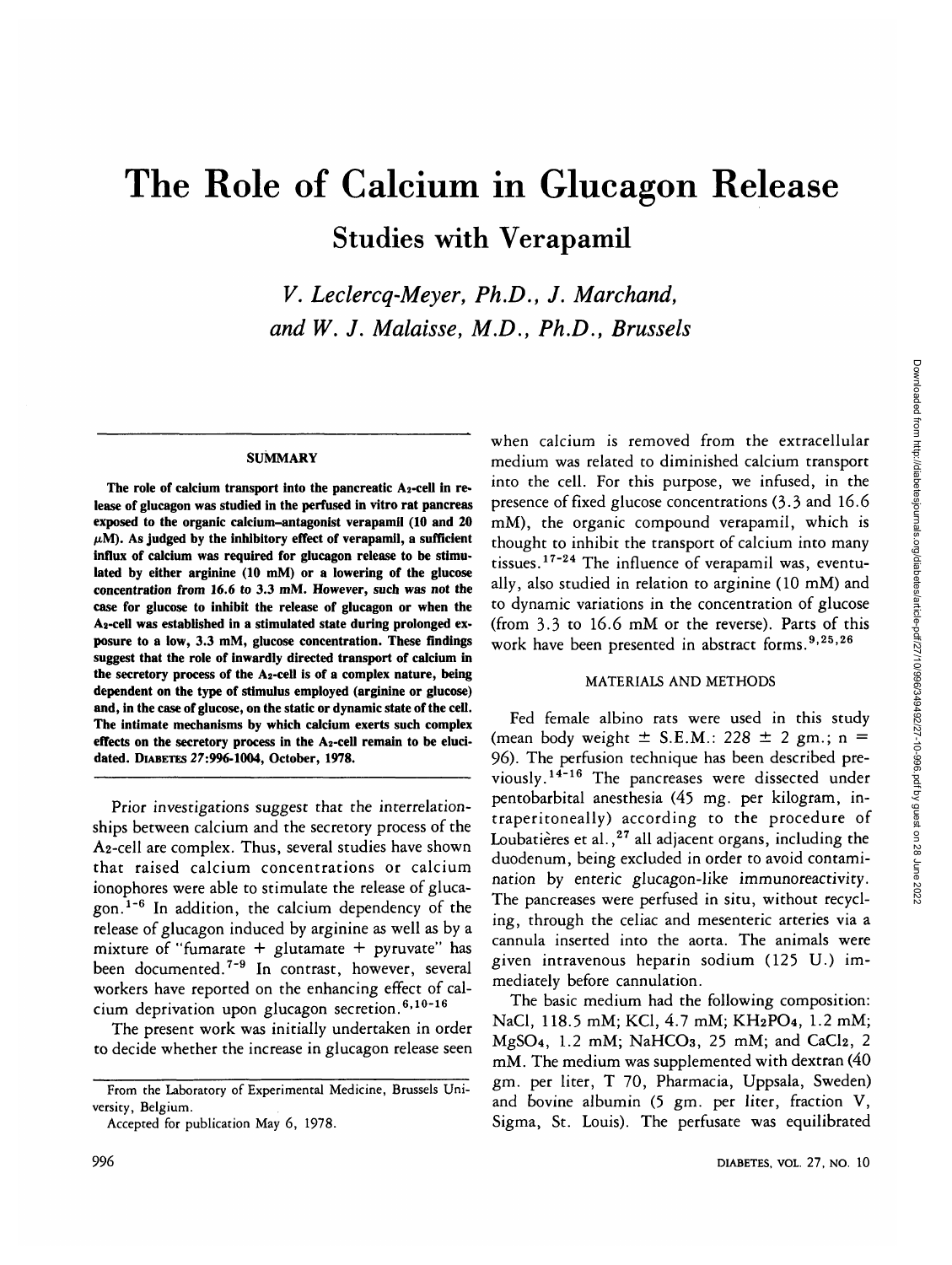# The Role of Calcium in Glucagon Release

## Studies with Verapamil

*V. Leclercq-Meyer, Ph.D., J. Marchand, and W. J. Malaisse, M.D., Ph.D., Brussels*

### SUMMARY

**The role of calcium transport into the pancreatic $A_2$-cell in release of glucagon was studied in the perfused in vitro rat pancreas exposed to the organic calcium–antagonist verapamil (10 and 20 $\mu$M). As judged by the inhibitory effect of verapamil, a sufficient influx of calcium was required for glucagon release to be stimulated by either arginine (10 mM) or a lowering of the glucose concentration from 16.6 to 3.3 mM. However, such was not the case for glucose to inhibit the release of glucagon or when the $A_2$-cell was established in a stimulated state during prolonged exposure to a low, 3.3 mM, glucose concentration. These findings suggest that the role of inwardly directed transport of calcium in the secretory process of the $A_2$-cell is of a complex nature, being dependent on the type of stimulus employed (arginine or glucose) and, in the case of glucose, on the static or dynamic state of the cell. The intimate mechanisms by which calcium exerts such complex effects on the secretory process in the $A_2$-cell remain to be elucidated.** DIABETES 27:996-1004, October, 1978.

Prior investigations suggest that the interrelationships between calcium and the secretory process of the $A_2$-cell are complex. Thus, several studies have shown that raised calcium concentrations or calcium ionophores were able to stimulate the release of glucagon.[1-6] In addition, the calcium dependency of the release of glucagon induced by arginine as well as by a mixture of "fumarate + glutamate + pyruvate" has been documented.[7-9] In contrast, however, several workers have reported on the enhancing effect of calcium deprivation upon glucagon secretion.[6,10-16]

The present work was initially undertaken in order to decide whether the increase in glucagon release seen when calcium is removed from the extracellular medium was related to diminished calcium transport into the cell. For this purpose, we infused, in the presence of fixed glucose concentrations (3.3 and 16.6 mM), the organic compound verapamil, which is thought to inhibit the transport of calcium into many tissues.[17-24] The influence of verapamil was, eventually, also studied in relation to arginine (10 mM) and to dynamic variations in the concentration of glucose (from 3.3 to 16.6 mM or the reverse). Parts of this work have been presented in abstract forms.[9,25,26]

From the Laboratory of Experimental Medicine, Brussels University, Belgium.

Accepted for publication May 6, 1978.

### MATERIALS AND METHODS

Fed female albino rats were used in this study (mean body weight ± S.E.M.: 228 ± 2 gm.; n = 96). The perfusion technique has been described previously.[14-16] The pancreases were dissected under pentobarbital anesthesia (45 mg. per kilogram, intraperitoneally) according to the procedure of Loubatières et al.,[27] all adjacent organs, including the duodenum, being excluded in order to avoid contamination by enteric glucagon-like immunoreactivity. The pancreases were perfused in situ, without recycling, through the celiac and mesenteric arteries via a cannula inserted into the aorta. The animals were given intravenous heparin sodium (125 U.) immediately before cannulation.

The basic medium had the following composition: NaCl, 118.5 mM; KCl, 4.7 mM; $KH_2PO_4$, 1.2 mM; $MgSO_4$, 1.2 mM; $NaHCO_3$, 25 mM; and $CaCl_2$, 2 mM. The medium was supplemented with dextran (40 gm. per liter, T 70, Pharmacia, Uppsala, Sweden) and bovine albumin (5 gm. per liter, fraction V, Sigma, St. Louis). The perfusate was equilibrated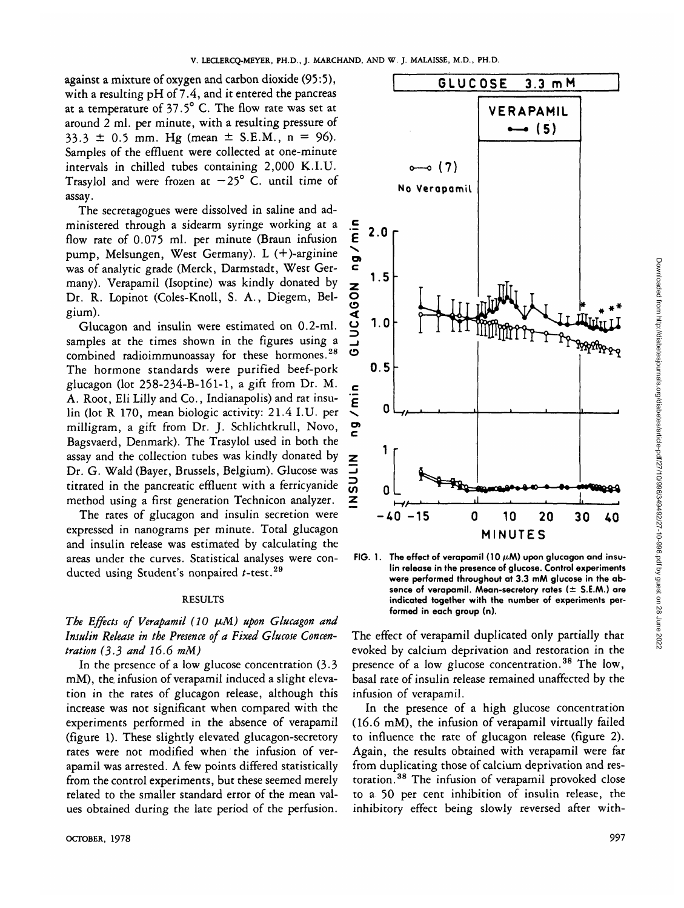against a mixture of oxygen and carbon dioxide (95:5), with a resulting pH of 7.4, and it entered the pancreas at a temperature of 37.5° C. The flow rate was set at around 2 ml. per minute, with a resulting pressure of 33.3 ± 0.5 mm. Hg (mean ± S.E.M., n = 96). Samples of the effluent were collected at one-minute intervals in chilled tubes containing 2,000 K.I.U. Trasylol and were frozen at −25° C. until time of assay.

The secretagogues were dissolved in saline and administered through a sidearm syringe working at a flow rate of 0.075 ml. per minute (Braun infusion pump, Melsungen, West Germany). L (+)-arginine was of analytic grade (Merck, Darmstadt, West Germany). Verapamil (Isoptine) was kindly donated by Dr. R. Lopinot (Coles-Knoll, S. A., Diegem, Belgium).

Glucagon and insulin were estimated on 0.2-ml. samples at the times shown in the figures using a combined radioimmunoassay for these hormones.[28] The hormone standards were purified beef-pork glucagon (lot 258-234-B-161-1, a gift from Dr. M. A. Root, Eli Lilly and Co., Indianapolis) and rat insulin (lot R 170, mean biologic activity: 21.4 I.U. per milligram, a gift from Dr. J. Schlichtkrull, Novo, Bagsvaerd, Denmark). The Trasylol used in both the assay and the collection tubes was kindly donated by Dr. G. Wald (Bayer, Brussels, Belgium). Glucose was titrated in the pancreatic effluent with a ferricyanide method using a first generation Technicon analyzer.

The rates of glucagon and insulin secretion were expressed in nanograms per minute. Total glucagon and insulin release was estimated by calculating the areas under the curves. Statistical analyses were conducted using Student's nonpaired *t*-test.[29]

## RESULTS

### *The Effects of Verapamil (10 μM) upon Glucagon and Insulin Release in the Presence of a Fixed Glucose Concentration (3.3 and 16.6 mM)*

In the presence of a low glucose concentration (3.3 mM), the infusion of verapamil induced a slight elevation in the rates of glucagon release, although this increase was not significant when compared with the experiments performed in the absence of verapamil (figure 1). These slightly elevated glucagon-secretory rates were not modified when the infusion of verapamil was arrested. A few points differed statistically from the control experiments, but these seemed merely related to the smaller standard error of the mean values obtained during the late period of the perfusion.

FIG. 1. The effect of verapamil (10 μM) upon glucagon and insulin release in the presence of glucose. Control experiments were performed throughout at 3.3 mM glucose in the absence of verapamil. Mean-secretory rates (± S.E.M.) are indicated together with the number of experiments performed in each group (n).

The effect of verapamil duplicated only partially that evoked by calcium deprivation and restoration in the presence of a low glucose concentration.[38] The low, basal rate of insulin release remained unaffected by the infusion of verapamil.

In the presence of a high glucose concentration (16.6 mM), the infusion of verapamil virtually failed to influence the rate of glucagon release (figure 2). Again, the results obtained with verapamil were far from duplicating those of calcium deprivation and restoration.[38] The infusion of verapamil provoked close to a 50 per cent inhibition of insulin release, the inhibitory effect being slowly reversed after with-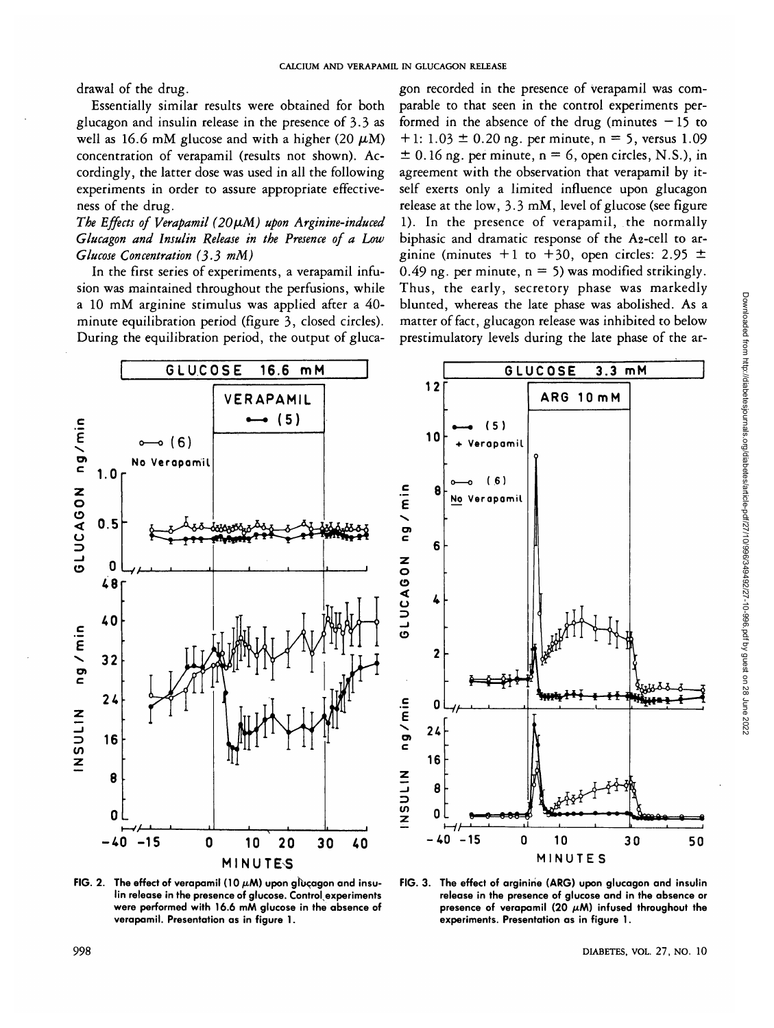drawal of the drug.

Essentially similar results were obtained for both glucagon and insulin release in the presence of 3.3 as well as 16.6 mM glucose and with a higher (20 $\mu$M) concentration of verapamil (results not shown). Accordingly, the latter dose was used in all the following experiments in order to assure appropriate effectiveness of the drug.

*The Effects of Verapamil (20μM) upon Arginine-induced Glucagon and Insulin Release in the Presence of a Low Glucose Concentration (3.3 mM)*

In the first series of experiments, a verapamil infusion was maintained throughout the perfusions, while a 10 mM arginine stimulus was applied after a 40-minute equilibration period (figure 3, closed circles). During the equilibration period, the output of glucagon recorded in the presence of verapamil was comparable to that seen in the control experiments performed in the absence of the drug (minutes −15 to +1: 1.03 ± 0.20 ng. per minute, n = 5, versus 1.09 ± 0.16 ng. per minute, n = 6, open circles, N.S.), in agreement with the observation that verapamil by itself exerts only a limited influence upon glucagon release at the low, 3.3 mM, level of glucose (see figure 1). In the presence of verapamil, the normally biphasic and dramatic response of the A2-cell to arginine (minutes +1 to +30, open circles: 2.95 ± 0.49 ng. per minute, n = 5) was modified strikingly. Thus, the early, secretory phase was markedly blunted, whereas the late phase was abolished. As a matter of fact, glucagon release was inhibited to below prestimulatory levels during the late phase of the ar-

FIG. 2. The effect of verapamil (10 $\mu$M) upon glucagon and insulin release in the presence of glucose. Control experiments were performed with 16.6 mM glucose in the absence of verapamil. Presentation as in figure 1.

FIG. 3. The effect of arginine (ARG) upon glucagon and insulin release in the presence of glucose and in the absence or presence of verapamil (20 $\mu$M) infused throughout the experiments. Presentation as in figure 1.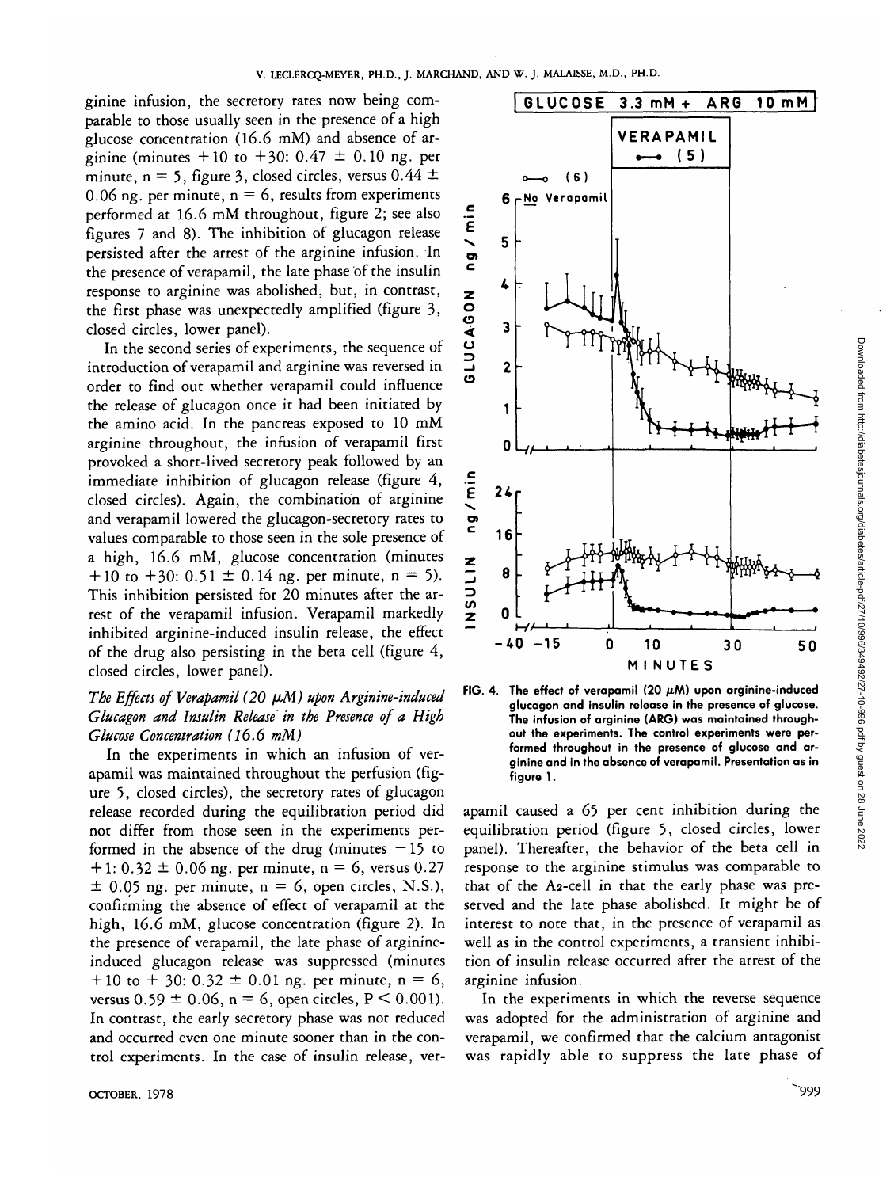ginine infusion, the secretory rates now being comparable to those usually seen in the presence of a high glucose concentration (16.6 mM) and absence of arginine (minutes +10 to +30: 0.47 ± 0.10 ng. per minute, n = 5, figure 3, closed circles, versus 0.44 ± 0.06 ng. per minute, n = 6, results from experiments performed at 16.6 mM throughout, figure 2; see also figures 7 and 8). The inhibition of glucagon release persisted after the arrest of the arginine infusion. In the presence of verapamil, the late phase of the insulin response to arginine was abolished, but, in contrast, the first phase was unexpectedly amplified (figure 3, closed circles, lower panel).

In the second series of experiments, the sequence of introduction of verapamil and arginine was reversed in order to find out whether verapamil could influence the release of glucagon once it had been initiated by the amino acid. In the pancreas exposed to 10 mM arginine throughout, the infusion of verapamil first provoked a short-lived secretory peak followed by an immediate inhibition of glucagon release (figure 4, closed circles). Again, the combination of arginine and verapamil lowered the glucagon-secretory rates to values comparable to those seen in the sole presence of a high, 16.6 mM, glucose concentration (minutes +10 to +30: 0.51 ± 0.14 ng. per minute, n = 5). This inhibition persisted for 20 minutes after the arrest of the verapamil infusion. Verapamil markedly inhibited arginine-induced insulin release, the effect of the drug also persisting in the beta cell (figure 4, closed circles, lower panel).

### *The Effects of Verapamil (20 μM) upon Arginine-induced Glucagon and Insulin Release in the Presence of a High Glucose Concentration (16.6 mM)*

In the experiments in which an infusion of verapamil was maintained throughout the perfusion (figure 5, closed circles), the secretory rates of glucagon release recorded during the equilibration period did not differ from those seen in the experiments performed in the absence of the drug (minutes −15 to +1: 0.32 ± 0.06 ng. per minute, n = 6, versus 0.27 ± 0.05 ng. per minute, n = 6, open circles, N.S.), confirming the absence of effect of verapamil at the high, 16.6 mM, glucose concentration (figure 2). In the presence of verapamil, the late phase of arginine-induced glucagon release was suppressed (minutes +10 to + 30: 0.32 ± 0.01 ng. per minute, n = 6, versus 0.59 ± 0.06, n = 6, open circles, $P < 0.001$). In contrast, the early secretory phase was not reduced and occurred even one minute sooner than in the control experiments. In the case of insulin release, verapamil caused a 65 per cent inhibition during the equilibration period (figure 5, closed circles, lower panel). Thereafter, the behavior of the beta cell in response to the arginine stimulus was comparable to that of the $A_2$-cell in that the early phase was preserved and the late phase abolished. It might be of interest to note that, in the presence of verapamil as well as in the control experiments, a transient inhibition of insulin release occurred after the arrest of the arginine infusion.

In the experiments in which the reverse sequence was adopted for the administration of arginine and verapamil, we confirmed that the calcium antagonist was rapidly able to suppress the late phase of

FIG. 4. The effect of verapamil (20 μM) upon arginine-induced glucagon and insulin release in the presence of glucose. The infusion of arginine (ARG) was maintained throughout the experiments. The control experiments were performed throughout in the presence of glucose and arginine and in the absence of verapamil. Presentation as in figure 1.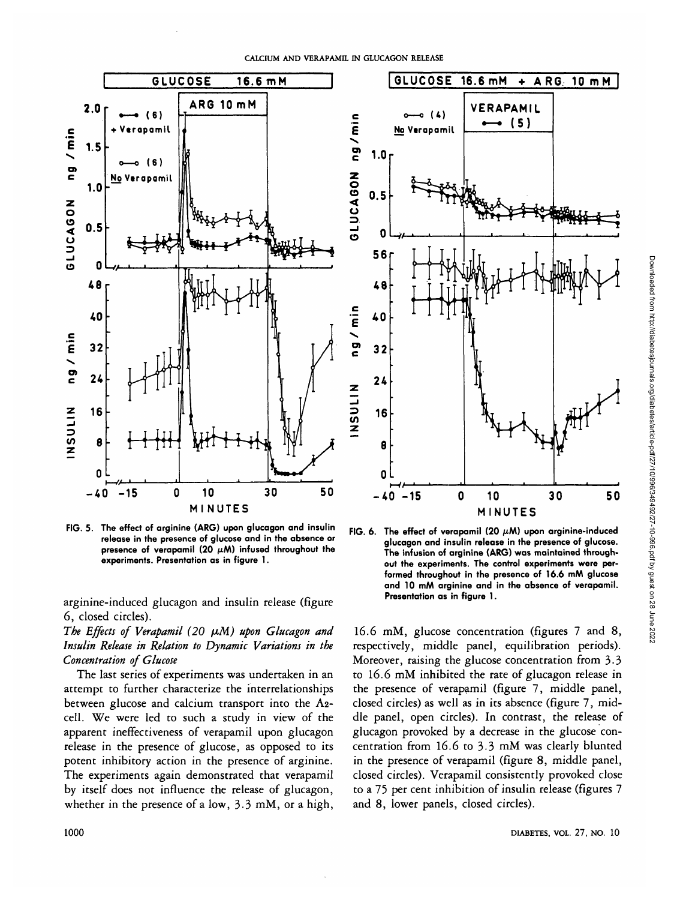FIG. 5. The effect of arginine (ARG) upon glucagon and insulin release in the presence of glucose and in the absence or presence of verapamil (20 $\mu$M) infused throughout the experiments. Presentation as in figure 1.

FIG. 6. The effect of verapamil (20 $\mu$M) upon arginine-induced glucagon and insulin release in the presence of glucose. The infusion of arginine (ARG) was maintained throughout the experiments. The control experiments were performed throughout in the presence of 16.6 mM glucose and 10 mM arginine and in the absence of verapamil. Presentation as in figure 1.

arginine-induced glucagon and insulin release (figure 6, closed circles).

*The Effects of Verapamil (20 μM) upon Glucagon and Insulin Release in Relation to Dynamic Variations in the Concentration of Glucose*

The last series of experiments was undertaken in an attempt to further characterize the interrelationships between glucose and calcium transport into the $A_2$-cell. We were led to such a study in view of the apparent ineffectiveness of verapamil upon glucagon release in the presence of glucose, as opposed to its potent inhibitory action in the presence of arginine. The experiments again demonstrated that verapamil by itself does not influence the release of glucagon, whether in the presence of a low, 3.3 mM, or a high, 16.6 mM, glucose concentration (figures 7 and 8, respectively, middle panel, equilibration periods). Moreover, raising the glucose concentration from 3.3 to 16.6 mM inhibited the rate of glucagon release in the presence of verapamil (figure 7, middle panel, closed circles) as well as in its absence (figure 7, middle panel, open circles). In contrast, the release of glucagon provoked by a decrease in the glucose concentration from 16.6 to 3.3 mM was clearly blunted in the presence of verapamil (figure 8, middle panel, closed circles). Verapamil consistently provoked close to a 75 per cent inhibition of insulin release (figures 7 and 8, lower panels, closed circles).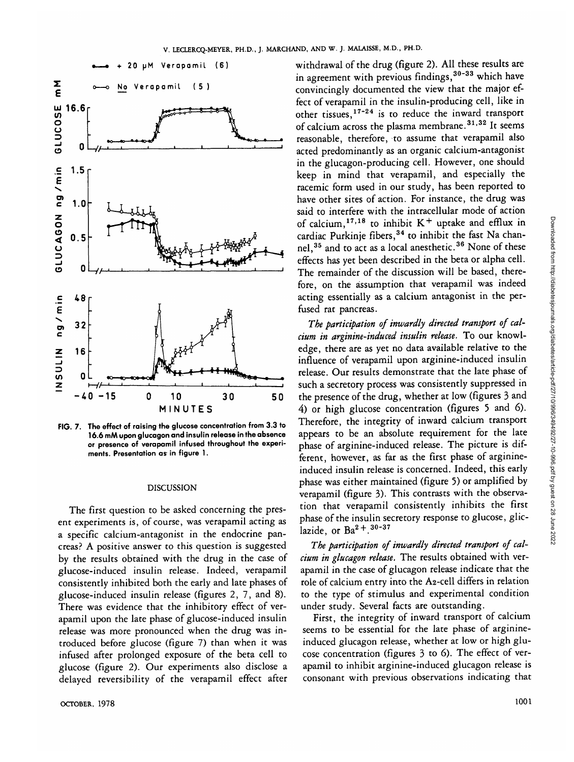FIG. 7. The effect of raising the glucose concentration from 3.3 to 16.6 mM upon glucagon and insulin release in the absence or presence of verapamil infused throughout the experiments. Presentation as in figure 1.

## DISCUSSION

The first question to be asked concerning the present experiments is, of course, was verapamil acting as a specific calcium-antagonist in the endocrine pancreas? A positive answer to this question is suggested by the results obtained with the drug in the case of glucose-induced insulin release. Indeed, verapamil consistently inhibited both the early and late phases of glucose-induced insulin release (figures 2, 7, and 8). There was evidence that the inhibitory effect of verapamil upon the late phase of glucose-induced insulin release was more pronounced when the drug was introduced before glucose (figure 7) than when it was infused after prolonged exposure of the beta cell to glucose (figure 2). Our experiments also disclose a delayed reversibility of the verapamil effect after withdrawal of the drug (figure 2). All these results are in agreement with previous findings,[30-33] which have convincingly documented the view that the major effect of verapamil in the insulin-producing cell, like in other tissues,[17-24] is to reduce the inward transport of calcium across the plasma membrane.[31,32] It seems reasonable, therefore, to assume that verapamil also acted predominantly as an organic calcium-antagonist in the glucagon-producing cell. However, one should keep in mind that verapamil, and especially the racemic form used in our study, has been reported to have other sites of action. For instance, the drug was said to interfere with the intracellular mode of action of calcium,[17,18] to inhibit $K^+$ uptake and efflux in cardiac Purkinje fibers,[34] to inhibit the fast Na channel,[35] and to act as a local anesthetic.[36] None of these effects has yet been described in the beta or alpha cell. The remainder of the discussion will be based, therefore, on the assumption that verapamil was indeed acting essentially as a calcium antagonist in the perfused rat pancreas.

*The participation of inwardly directed transport of calcium in arginine-induced insulin release.* To our knowledge, there are as yet no data available relative to the influence of verapamil upon arginine-induced insulin release. Our results demonstrate that the late phase of such a secretory process was consistently suppressed in the presence of the drug, whether at low (figures 3 and 4) or high glucose concentration (figures 5 and 6). Therefore, the integrity of inward calcium transport appears to be an absolute requirement for the late phase of arginine-induced release. The picture is different, however, as far as the first phase of arginine-induced insulin release is concerned. Indeed, this early phase was either maintained (figure 5) or amplified by verapamil (figure 3). This contrasts with the observation that verapamil consistently inhibits the first phase of the insulin secretory response to glucose, gliclazide, or $Ba^{2+}$.[30-37]

*The participation of inwardly directed transport of calcium in glucagon release.* The results obtained with verapamil in the case of glucagon release indicate that the role of calcium entry into the $A_2$-cell differs in relation to the type of stimulus and experimental condition under study. Several facts are outstanding.

First, the integrity of inward transport of calcium seems to be essential for the late phase of arginine-induced glucagon release, whether at low or high glucose concentration (figures 3 to 6). The effect of verapamil to inhibit arginine-induced glucagon release is consonant with previous observations indicating that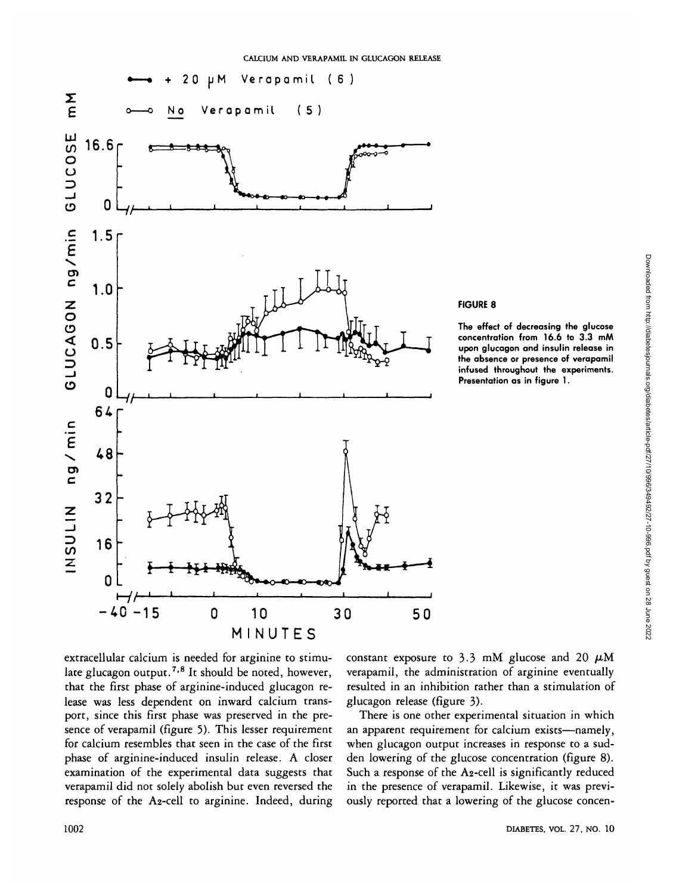**FIGURE 8**

The effect of decreasing the glucose concentration from 16.6 to 3.3 mM upon glucagon and insulin release in the absence or presence of verapamil infused throughout the experiments. Presentation as in figure 1.

extracellular calcium is needed for arginine to stimulate glucagon output.[7,8] It should be noted, however, that the first phase of arginine-induced glucagon release was less dependent on inward calcium transport, since this first phase was preserved in the presence of verapamil (figure 5). This lesser requirement for calcium resembles that seen in the case of the first phase of arginine-induced insulin release. A closer examination of the experimental data suggests that verapamil did not solely abolish but even reversed the response of the $A_2$-cell to arginine. Indeed, during constant exposure to 3.3 mM glucose and 20 $\mu$M verapamil, the administration of arginine eventually resulted in an inhibition rather than a stimulation of glucagon release (figure 3).

There is one other experimental situation in which an apparent requirement for calcium exists—namely, when glucagon output increases in response to a sudden lowering of the glucose concentration (figure 8). Such a response of the $A_2$-cell is significantly reduced in the presence of verapamil. Likewise, it was previously reported that a lowering of the glucose concen-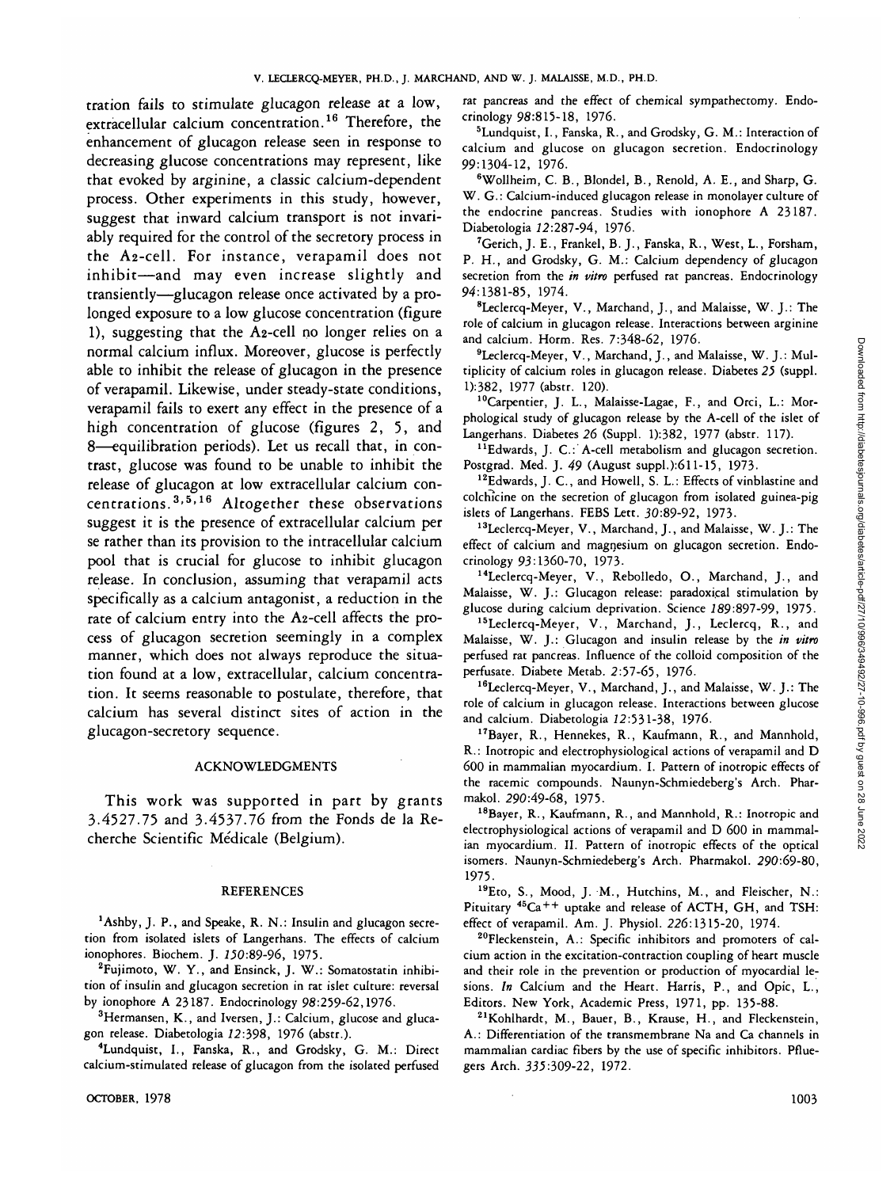tration fails to stimulate glucagon release at a low, extracellular calcium concentration.[16] Therefore, the enhancement of glucagon release seen in response to decreasing glucose concentrations may represent, like that evoked by arginine, a classic calcium-dependent process. Other experiments in this study, however, suggest that inward calcium transport is not invariably required for the control of the secretory process in the A2-cell. For instance, verapamil does not inhibit—and may even increase slightly and transiently—glucagon release once activated by a prolonged exposure to a low glucose concentration (figure 1), suggesting that the A2-cell no longer relies on a normal calcium influx. Moreover, glucose is perfectly able to inhibit the release of glucagon in the presence of verapamil. Likewise, under steady-state conditions, verapamil fails to exert any effect in the presence of a high concentration of glucose (figures 2, 5, and 8—equilibration periods). Let us recall that, in contrast, glucose was found to be unable to inhibit the release of glucagon at low extracellular calcium concentrations.[3,5,16] Altogether these observations suggest it is the presence of extracellular calcium per se rather than its provision to the intracellular calcium pool that is crucial for glucose to inhibit glucagon release. In conclusion, assuming that verapamil acts specifically as a calcium antagonist, a reduction in the rate of calcium entry into the A2-cell affects the process of glucagon secretion seemingly in a complex manner, which does not always reproduce the situation found at a low, extracellular, calcium concentration. It seems reasonable to postulate, therefore, that calcium has several distinct sites of action in the glucagon-secretory sequence.

## ACKNOWLEDGMENTS

This work was supported in part by grants 3.4527.75 and 3.4537.76 from the Fonds de la Recherche Scientific Médicale (Belgium).

## REFERENCES

[1]Ashby, J. P., and Speake, R. N.: Insulin and glucagon secretion from isolated islets of Langerhans. The effects of calcium ionophores. Biochem. J. *150*:89-96, 1975.

[2]Fujimoto, W. Y., and Ensinck, J. W.: Somatostatin inhibition of insulin and glucagon secretion in rat islet culture: reversal by ionophore A 23187. Endocrinology *98*:259-62, 1976.

[3]Hermansen, K., and Iversen, J.: Calcium, glucose and glucagon release. Diabetologia *12*:398, 1976 (abstr.).

[4]Lundquist, I., Fanska, R., and Grodsky, G. M.: Direct calcium-stimulated release of glucagon from the isolated perfused rat pancreas and the effect of chemical sympathectomy. Endocrinology *98*:815-18, 1976.

[5]Lundquist, I., Fanska, R., and Grodsky, G. M.: Interaction of calcium and glucose on glucagon secretion. Endocrinology *99*:1304-12, 1976.

[6]Wollheim, C. B., Blondel, B., Renold, A. E., and Sharp, G. W. G.: Calcium-induced glucagon release in monolayer culture of the endocrine pancreas. Studies with ionophore A 23187. Diabetologia *12*:287-94, 1976.

[7]Gerich, J. E., Frankel, B. J., Fanska, R., West, L., Forsham, P. H., and Grodsky, G. M.: Calcium dependency of glucagon secretion from the *in vitro* perfused rat pancreas. Endocrinology *94*:1381-85, 1974.

[8]Leclercq-Meyer, V., Marchand, J., and Malaisse, W. J.: The role of calcium in glucagon release. Interactions between arginine and calcium. Horm. Res. *7*:348-62, 1976.

[9]Leclercq-Meyer, V., Marchand, J., and Malaisse, W. J.: Multiplicity of calcium roles in glucagon release. Diabetes *25* (suppl. 1):382, 1977 (abstr. 120).

[10]Carpentier, J. L., Malaisse-Lagae, F., and Orci, L.: Morphological study of glucagon release by the A-cell of the islet of Langerhans. Diabetes *26* (Suppl. 1):382, 1977 (abstr. 117).

[11]Edwards, J. C.: A-cell metabolism and glucagon secretion. Postgrad. Med. J. *49* (August suppl.):611-15, 1973.

[12]Edwards, J. C., and Howell, S. L.: Effects of vinblastine and colchicine on the secretion of glucagon from isolated guinea-pig islets of Langerhans. FEBS Lett. *30*:89-92, 1973.

[13]Leclercq-Meyer, V., Marchand, J., and Malaisse, W. J.: The effect of calcium and magnesium on glucagon secretion. Endocrinology *93*:1360-70, 1973.

[14]Leclercq-Meyer, V., Rebolledo, O., Marchand, J., and Malaisse, W. J.: Glucagon release: paradoxical stimulation by glucose during calcium deprivation. Science *189*:897-99, 1975.

[15]Leclercq-Meyer, V., Marchand, J., Leclercq, R., and Malaisse, W. J.: Glucagon and insulin release by the *in vitro* perfused rat pancreas. Influence of the colloid composition of the perfusate. Diabete Metab. *2*:57-65, 1976.

[16]Leclercq-Meyer, V., Marchand, J., and Malaisse, W. J.: The role of calcium in glucagon release. Interactions between glucose and calcium. Diabetologia *12*:531-38, 1976.

[17]Bayer, R., Hennekes, R., Kaufmann, R., and Mannhold, R.: Inotropic and electrophysiological actions of verapamil and D 600 in mammalian myocardium. I. Pattern of inotropic effects of the racemic compounds. Naunyn-Schmiedeberg's Arch. Pharmakol. *290*:49-68, 1975.

[18]Bayer, R., Kaufmann, R., and Mannhold, R.: Inotropic and electrophysiological actions of verapamil and D 600 in mammalian myocardium. II. Pattern of inotropic effects of the optical isomers. Naunyn-Schmiedeberg's Arch. Pharmakol. *290*:69-80, 1975.

[19]Eto, S., Mood, J. M., Hutchins, M., and Fleischer, N.: Pituitary $^{45}Ca^{++}$ uptake and release of ACTH, GH, and TSH: effect of verapamil. Am. J. Physiol. *226*:1315-20, 1974.

[20]Fleckenstein, A.: Specific inhibitors and promoters of calcium action in the excitation-contraction coupling of heart muscle and their role in the prevention or production of myocardial lesions. *In* Calcium and the Heart. Harris, P., and Opic, L., Editors. New York, Academic Press, 1971, pp. 135-88.

[21]Kohlhardt, M., Bauer, B., Krause, H., and Fleckenstein, A.: Differentiation of the transmembrane Na and Ca channels in mammalian cardiac fibers by the use of specific inhibitors. Pfluegers Arch. *335*:309-22, 1972.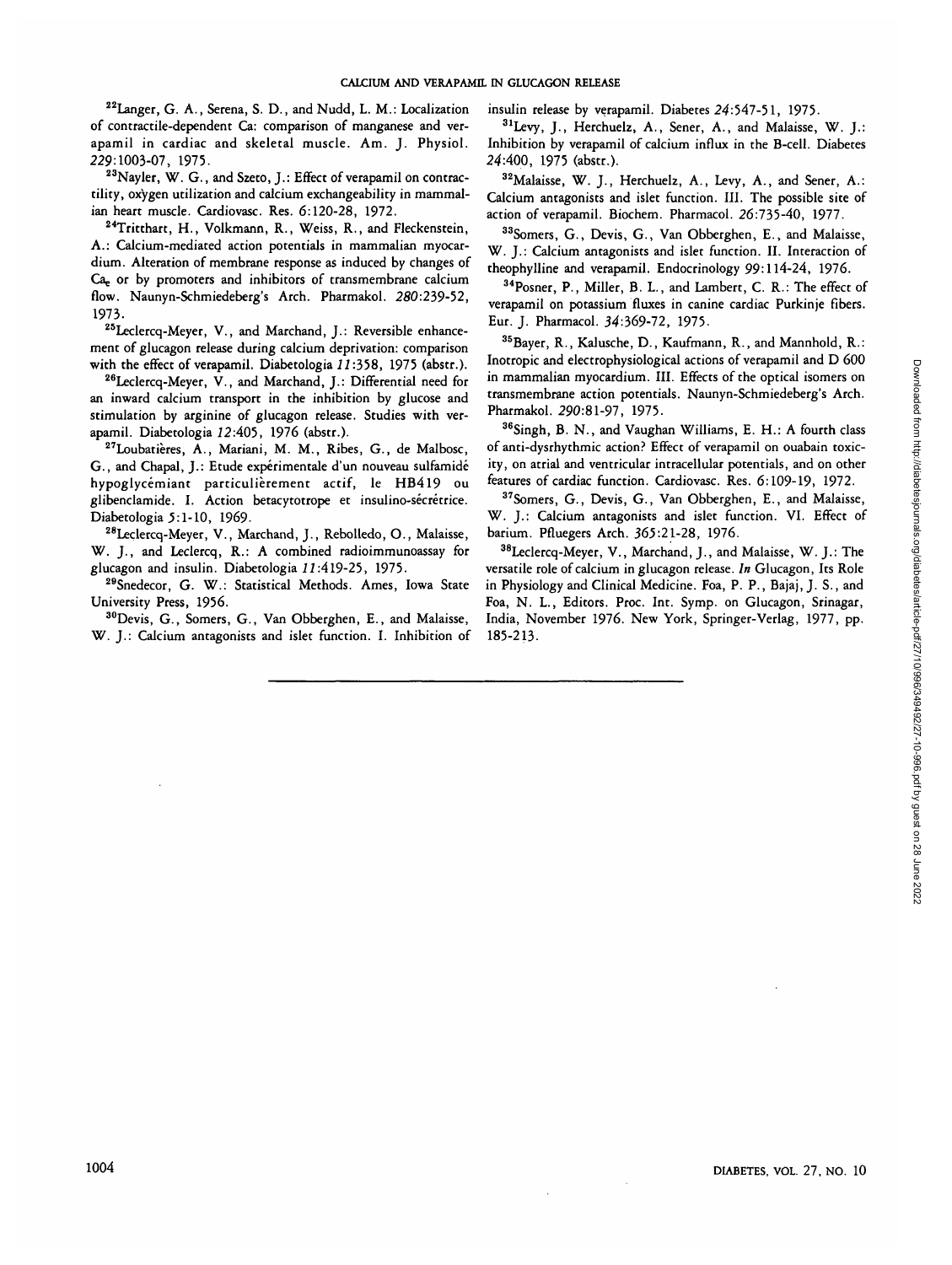[22]Langer, G. A., Serena, S. D., and Nudd, L. M.: Localization of contractile-dependent Ca: comparison of manganese and verapamil in cardiac and skeletal muscle. Am. J. Physiol. *229*:1003-07, 1975.

[23]Nayler, W. G., and Szeto, J.: Effect of verapamil on contractility, oxygen utilization and calcium exchangeability in mammalian heart muscle. Cardiovasc. Res. 6:120-28, 1972.

[24]Tritthart, H., Volkmann, R., Weiss, R., and Fleckenstein, A.: Calcium-mediated action potentials in mammalian myocardium. Alteration of membrane response as induced by changes of $Ca_e$ or by promoters and inhibitors of transmembrane calcium flow. Naunyn-Schmiedeberg's Arch. Pharmakol. *280*:239-52, 1973.

[25]Leclercq-Meyer, V., and Marchand, J.: Reversible enhancement of glucagon release during calcium deprivation: comparison with the effect of verapamil. Diabetologia *11*:358, 1975 (abstr.).

[26]Leclercq-Meyer, V., and Marchand, J.: Differential need for an inward calcium transport in the inhibition by glucose and stimulation by arginine of glucagon release. Studies with verapamil. Diabetologia *12*:405, 1976 (abstr.).

[27]Loubatières, A., Mariani, M. M., Ribes, G., de Malbosc, G., and Chapal, J.: Etude expérimentale d'un nouveau sulfamidé hypoglycémiant particulièrement actif, le HB419 ou glibenclamide. I. Action betacytotrope et insulino-sécrétrice. Diabetologia 5:1-10, 1969.

[28]Leclercq-Meyer, V., Marchand, J., Rebolledo, O., Malaisse, W. J., and Leclercq, R.: A combined radioimmunoassay for glucagon and insulin. Diabetologia *11*:419-25, 1975.

[29]Snedecor, G. W.: Statistical Methods. Ames, Iowa State University Press, 1956.

[30]Devis, G., Somers, G., Van Obberghen, E., and Malaisse, W. J.: Calcium antagonists and islet function. I. Inhibition of insulin release by verapamil. Diabetes *24*:547-51, 1975.

[31]Levy, J., Herchuelz, A., Sener, A., and Malaisse, W. J.: Inhibition by verapamil of calcium influx in the B-cell. Diabetes *24*:400, 1975 (abstr.).

[32]Malaisse, W. J., Herchuelz, A., Levy, A., and Sener, A.: Calcium antagonists and islet function. III. The possible site of action of verapamil. Biochem. Pharmacol. *26*:735-40, 1977.

[33]Somers, G., Devis, G., Van Obberghen, E., and Malaisse, W. J.: Calcium antagonists and islet function. II. Interaction of theophylline and verapamil. Endocrinology *99*:114-24, 1976.

[34]Posner, P., Miller, B. L., and Lambert, C. R.: The effect of verapamil on potassium fluxes in canine cardiac Purkinje fibers. Eur. J. Pharmacol. *34*:369-72, 1975.

[35]Bayer, R., Kalusche, D., Kaufmann, R., and Mannhold, R.: Inotropic and electrophysiological actions of verapamil and D 600 in mammalian myocardium. III. Effects of the optical isomers on transmembrane action potentials. Naunyn-Schmiedeberg's Arch. Pharmakol. *290*:81-97, 1975.

[36]Singh, B. N., and Vaughan Williams, E. H.: A fourth class of anti-dysrhythmic action? Effect of verapamil on ouabain toxicity, on atrial and ventricular intracellular potentials, and on other features of cardiac function. Cardiovasc. Res. 6:109-19, 1972.

[37]Somers, G., Devis, G., Van Obberghen, E., and Malaisse, W. J.: Calcium antagonists and islet function. VI. Effect of barium. Pfluegers Arch. *365*:21-28, 1976.

[38]Leclercq-Meyer, V., Marchand, J., and Malaisse, W. J.: The versatile role of calcium in glucagon release. *In* Glucagon, Its Role in Physiology and Clinical Medicine. Foa, P. P., Bajaj, J. S., and Foa, N. L., Editors. Proc. Int. Symp. on Glucagon, Srinagar, India, November 1976. New York, Springer-Verlag, 1977, pp. 185-213.